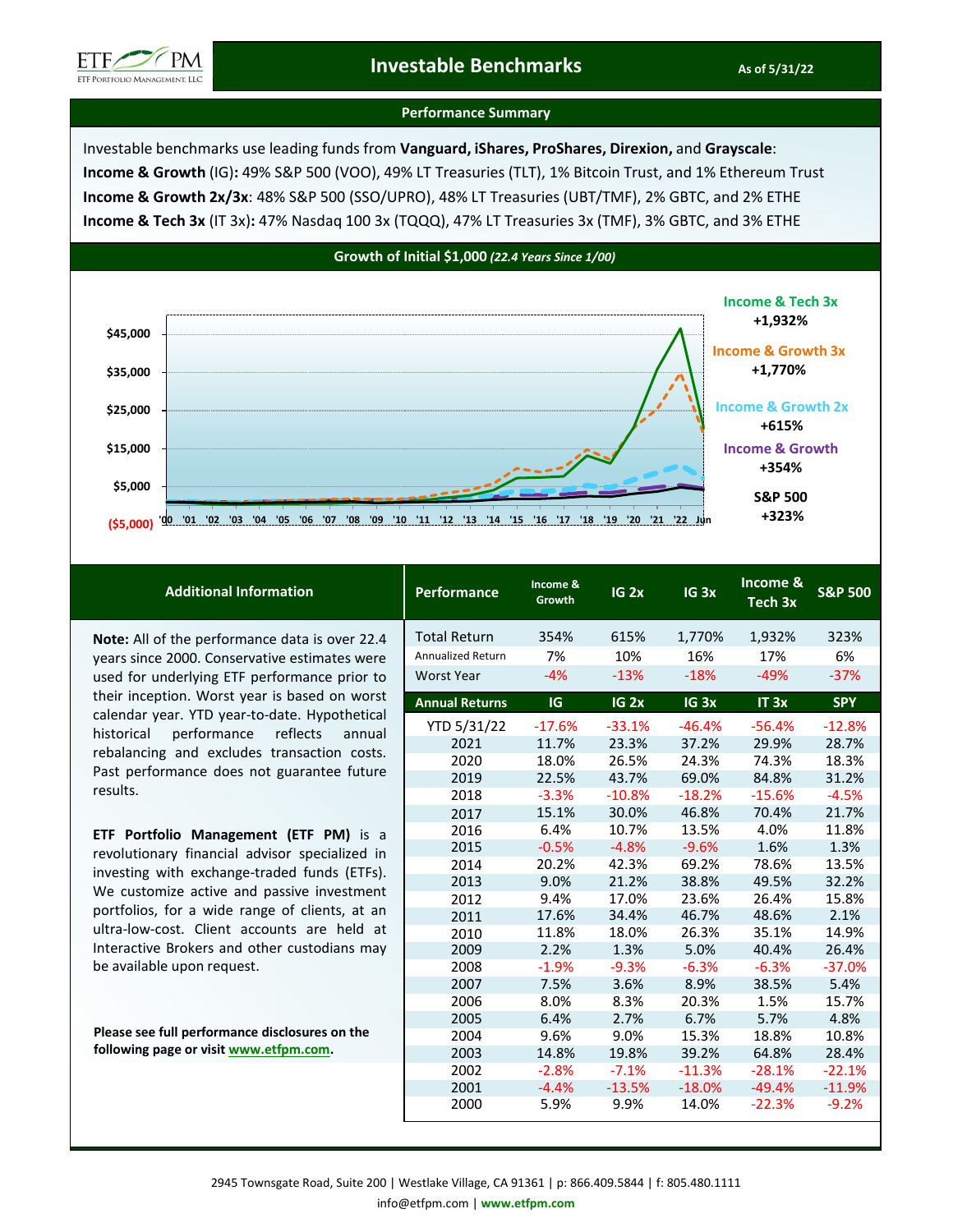# Investable Benchmarks

As of 5/31/22

## Performance Summary

Investable benchmarks use leading funds from **Vanguard, iShares, ProShares, Direxion,** and **Grayscale**:

**Income & Growth** (IG)**:** 49% S&P 500 (VOO), 49% LT Treasuries (TLT), 1% Bitcoin Trust, and 1% Ethereum Trust

**Income & Growth 2x/3x**: 48% S&P 500 (SSO/UPRO), 48% LT Treasuries (UBT/TMF), 2% GBTC, and 2% ETHE

**Income & Tech 3x** (IT 3x)**:** 47% Nasdaq 100 3x (TQQQ), 47% LT Treasuries 3x (TMF), 3% GBTC, and 3% ETHE

## Growth of Initial $1,000 *(22.4 Years Since 1/00)*

| Benchmark | Total Return |
|---|---|
| Income & Tech 3x | +1,932% |
| Income & Growth 3x | +1,770% |
| Income & Growth 2x | +615% |
| Income & Growth | +354% |
| S&P 500 | +323% |

## Additional Information

**Note:** All of the performance data is over 22.4 years since 2000. Conservative estimates were used for underlying ETF performance prior to their inception. Worst year is based on worst calendar year. YTD year-to-date. Hypothetical historical performance reflects annual rebalancing and excludes transaction costs. Past performance does not guarantee future results.

**ETF Portfolio Management (ETF PM)** is a revolutionary financial advisor specialized in investing with exchange-traded funds (ETFs). We customize active and passive investment portfolios, for a wide range of clients, at an ultra-low-cost. Client accounts are held at Interactive Brokers and other custodians may be available upon request.

**Please see full performance disclosures on the following page or visit www.etfpm.com.**

| Performance | Income & Growth | IG 2x | IG 3x | Income & Tech 3x | S&P 500 |
|---|---|---|---|---|---|
| Total Return | 354% | 615% | 1,770% | 1,932% | 323% |
| Annualized Return | 7% | 10% | 16% | 17% | 6% |
| Worst Year | -4% | -13% | -18% | -49% | -37% |

| Annual Returns | IG | IG 2x | IG 3x | IT 3x | SPY |
|---|---|---|---|---|---|
| YTD 5/31/22 | -17.6% | -33.1% | -46.4% | -56.4% | -12.8% |
| 2021 | 11.7% | 23.3% | 37.2% | 29.9% | 28.7% |
| 2020 | 18.0% | 26.5% | 24.3% | 74.3% | 18.3% |
| 2019 | 22.5% | 43.7% | 69.0% | 84.8% | 31.2% |
| 2018 | -3.3% | -10.8% | -18.2% | -15.6% | -4.5% |
| 2017 | 15.1% | 30.0% | 46.8% | 70.4% | 21.7% |
| 2016 | 6.4% | 10.7% | 13.5% | 4.0% | 11.8% |
| 2015 | -0.5% | -4.8% | -9.6% | 1.6% | 1.3% |
| 2014 | 20.2% | 42.3% | 69.2% | 78.6% | 13.5% |
| 2013 | 9.0% | 21.2% | 38.8% | 49.5% | 32.2% |
| 2012 | 9.4% | 17.0% | 23.6% | 26.4% | 15.8% |
| 2011 | 17.6% | 34.4% | 46.7% | 48.6% | 2.1% |
| 2010 | 11.8% | 18.0% | 26.3% | 35.1% | 14.9% |
| 2009 | 2.2% | 1.3% | 5.0% | 40.4% | 26.4% |
| 2008 | -1.9% | -9.3% | -6.3% | -6.3% | -37.0% |
| 2007 | 7.5% | 3.6% | 8.9% | 38.5% | 5.4% |
| 2006 | 8.0% | 8.3% | 20.3% | 1.5% | 15.7% |
| 2005 | 6.4% | 2.7% | 6.7% | 5.7% | 4.8% |
| 2004 | 9.6% | 9.0% | 15.3% | 18.8% | 10.8% |
| 2003 | 14.8% | 19.8% | 39.2% | 64.8% | 28.4% |
| 2002 | -2.8% | -7.1% | -11.3% | -28.1% | -22.1% |
| 2001 | -4.4% | -13.5% | -18.0% | -49.4% | -11.9% |
| 2000 | 5.9% | 9.9% | 14.0% | -22.3% | -9.2% |

2945 Townsgate Road, Suite 200 | Westlake Village, CA 91361 | p: 866.409.5844 | f: 805.480.1111
info@etfpm.com | **www.etfpm.com**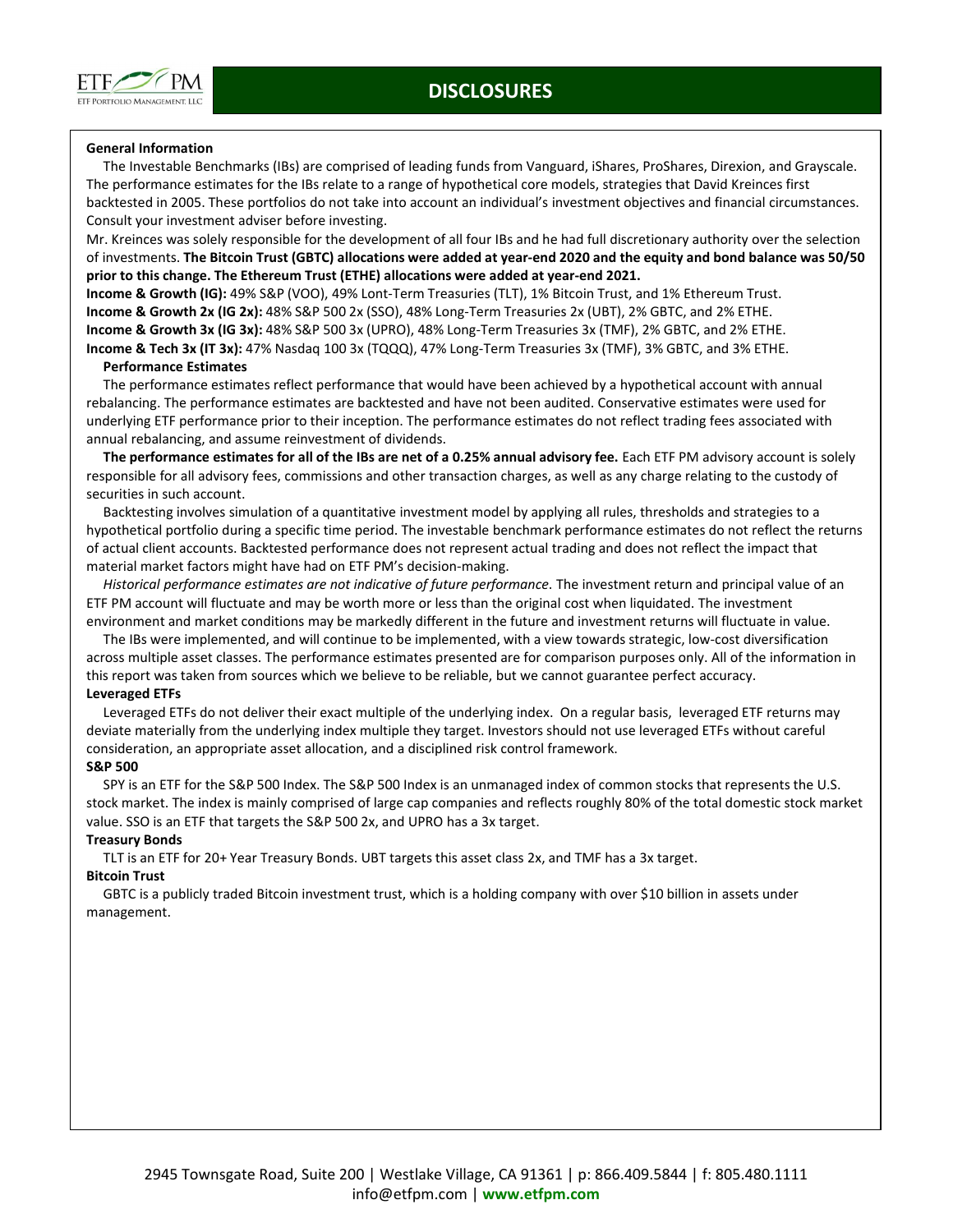# DISCLOSURES

**General Information**

The Investable Benchmarks (IBs) are comprised of leading funds from Vanguard, iShares, ProShares, Direxion, and Grayscale. The performance estimates for the IBs relate to a range of hypothetical core models, strategies that David Kreinces first backtested in 2005. These portfolios do not take into account an individual's investment objectives and financial circumstances. Consult your investment adviser before investing.

Mr. Kreinces was solely responsible for the development of all four IBs and he had full discretionary authority over the selection of investments. **The Bitcoin Trust (GBTC) allocations were added at year-end 2020 and the equity and bond balance was 50/50 prior to this change. The Ethereum Trust (ETHE) allocations were added at year-end 2021.**

**Income & Growth (IG):** 49% S&P (VOO), 49% Lont-Term Treasuries (TLT), 1% Bitcoin Trust, and 1% Ethereum Trust.
**Income & Growth 2x (IG 2x):** 48% S&P 500 2x (SSO), 48% Long-Term Treasuries 2x (UBT), 2% GBTC, and 2% ETHE.
**Income & Growth 3x (IG 3x):** 48% S&P 500 3x (UPRO), 48% Long-Term Treasuries 3x (TMF), 2% GBTC, and 2% ETHE.
**Income & Tech 3x (IT 3x):** 47% Nasdaq 100 3x (TQQQ), 47% Long-Term Treasuries 3x (TMF), 3% GBTC, and 3% ETHE.

**Performance Estimates**

The performance estimates reflect performance that would have been achieved by a hypothetical account with annual rebalancing. The performance estimates are backtested and have not been audited. Conservative estimates were used for underlying ETF performance prior to their inception. The performance estimates do not reflect trading fees associated with annual rebalancing, and assume reinvestment of dividends.

**The performance estimates for all of the IBs are net of a 0.25% annual advisory fee.** Each ETF PM advisory account is solely responsible for all advisory fees, commissions and other transaction charges, as well as any charge relating to the custody of securities in such account.

Backtesting involves simulation of a quantitative investment model by applying all rules, thresholds and strategies to a hypothetical portfolio during a specific time period. The investable benchmark performance estimates do not reflect the returns of actual client accounts. Backtested performance does not represent actual trading and does not reflect the impact that material market factors might have had on ETF PM's decision-making.

*Historical performance estimates are not indicative of future performance*. The investment return and principal value of an ETF PM account will fluctuate and may be worth more or less than the original cost when liquidated. The investment environment and market conditions may be markedly different in the future and investment returns will fluctuate in value.

The IBs were implemented, and will continue to be implemented, with a view towards strategic, low-cost diversification across multiple asset classes. The performance estimates presented are for comparison purposes only. All of the information in this report was taken from sources which we believe to be reliable, but we cannot guarantee perfect accuracy.

**Leveraged ETFs**

Leveraged ETFs do not deliver their exact multiple of the underlying index. On a regular basis, leveraged ETF returns may deviate materially from the underlying index multiple they target. Investors should not use leveraged ETFs without careful consideration, an appropriate asset allocation, and a disciplined risk control framework.

**S&P 500**

SPY is an ETF for the S&P 500 Index. The S&P 500 Index is an unmanaged index of common stocks that represents the U.S. stock market. The index is mainly comprised of large cap companies and reflects roughly 80% of the total domestic stock market value. SSO is an ETF that targets the S&P 500 2x, and UPRO has a 3x target.

**Treasury Bonds**

TLT is an ETF for 20+ Year Treasury Bonds. UBT targets this asset class 2x, and TMF has a 3x target.

**Bitcoin Trust**

GBTC is a publicly traded Bitcoin investment trust, which is a holding company with over $10 billion in assets under management.

2945 Townsgate Road, Suite 200 | Westlake Village, CA 91361 | p: 866.409.5844 | f: 805.480.1111
info@etfpm.com | **www.etfpm.com**